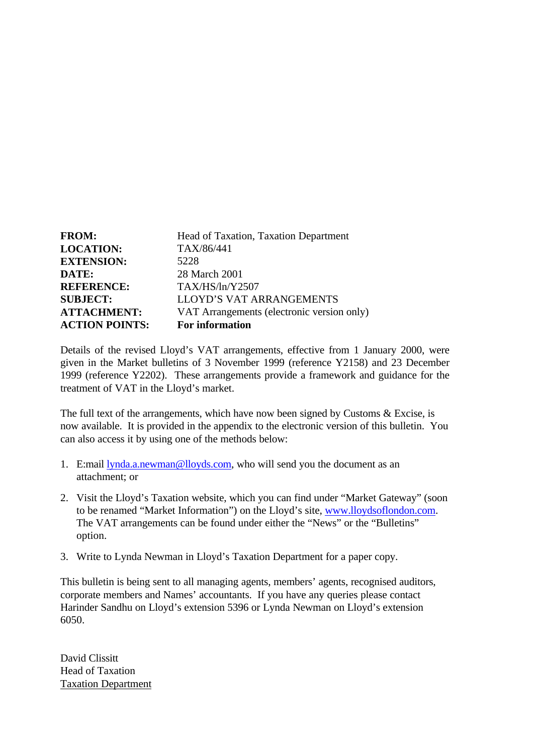| | |
|---|---|
| **FROM:** | Head of Taxation, Taxation Department |
| **LOCATION:** | TAX/86/441 |
| **EXTENSION:** | 5228 |
| **DATE:** | 28 March 2001 |
| **REFERENCE:** | TAX/HS/ln/Y2507 |
| **SUBJECT:** | LLOYD'S VAT ARRANGEMENTS |
| **ATTACHMENT:** | VAT Arrangements (electronic version only) |
| **ACTION POINTS:** | **For information** |

Details of the revised Lloyd's VAT arrangements, effective from 1 January 2000, were given in the Market bulletins of 3 November 1999 (reference Y2158) and 23 December 1999 (reference Y2202). These arrangements provide a framework and guidance for the treatment of VAT in the Lloyd's market.

The full text of the arrangements, which have now been signed by Customs & Excise, is now available. It is provided in the appendix to the electronic version of this bulletin. You can also access it by using one of the methods below:

1. E:mail lynda.a.newman@lloyds.com, who will send you the document as an attachment; or

2. Visit the Lloyd's Taxation website, which you can find under "Market Gateway" (soon to be renamed "Market Information") on the Lloyd's site, www.lloydsoflondon.com. The VAT arrangements can be found under either the "News" or the "Bulletins" option.

3. Write to Lynda Newman in Lloyd's Taxation Department for a paper copy.

This bulletin is being sent to all managing agents, members' agents, recognised auditors, corporate members and Names' accountants. If you have any queries please contact Harinder Sandhu on Lloyd's extension 5396 or Lynda Newman on Lloyd's extension 6050.

David Clissitt
Head of Taxation
Taxation Department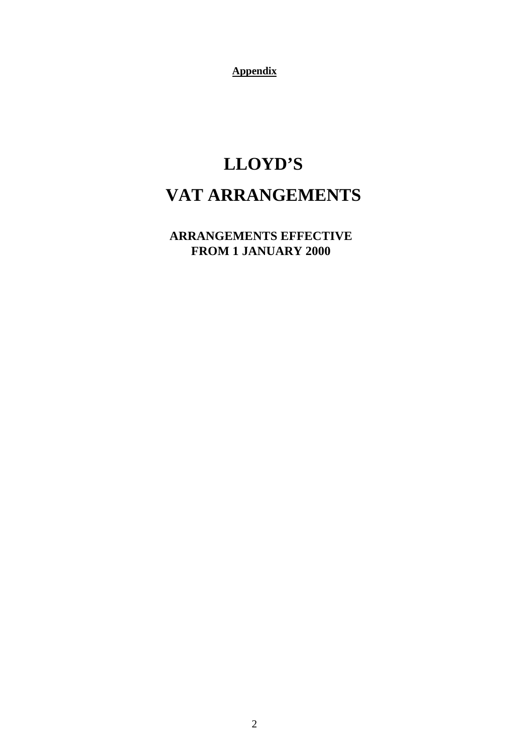**Appendix**

# LLOYD'S

# VAT ARRANGEMENTS

## ARRANGEMENTS EFFECTIVE FROM 1 JANUARY 2000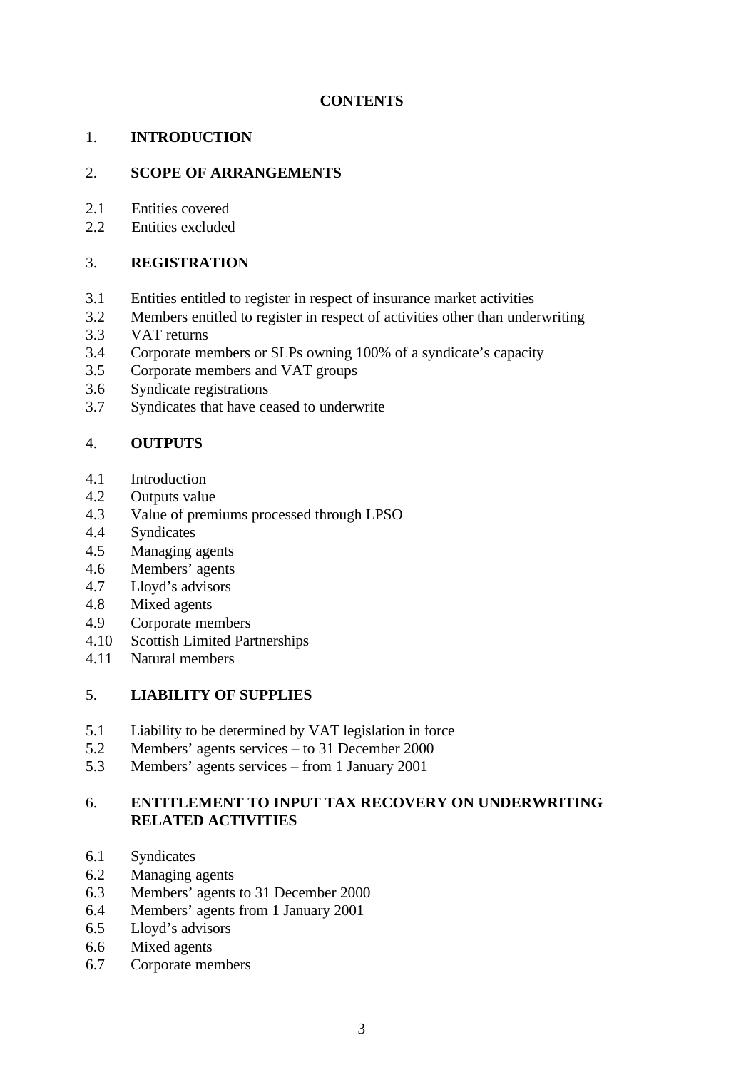# CONTENTS

## 1. INTRODUCTION

## 2. SCOPE OF ARRANGEMENTS

2.1 Entities covered
2.2 Entities excluded

## 3. REGISTRATION

3.1 Entities entitled to register in respect of insurance market activities
3.2 Members entitled to register in respect of activities other than underwriting
3.3 VAT returns
3.4 Corporate members or SLPs owning 100% of a syndicate's capacity
3.5 Corporate members and VAT groups
3.6 Syndicate registrations
3.7 Syndicates that have ceased to underwrite

## 4. OUTPUTS

4.1 Introduction
4.2 Outputs value
4.3 Value of premiums processed through LPSO
4.4 Syndicates
4.5 Managing agents
4.6 Members' agents
4.7 Lloyd's advisors
4.8 Mixed agents
4.9 Corporate members
4.10 Scottish Limited Partnerships
4.11 Natural members

## 5. LIABILITY OF SUPPLIES

5.1 Liability to be determined by VAT legislation in force
5.2 Members' agents services – to 31 December 2000
5.3 Members' agents services – from 1 January 2001

## 6. ENTITLEMENT TO INPUT TAX RECOVERY ON UNDERWRITING RELATED ACTIVITIES

6.1 Syndicates
6.2 Managing agents
6.3 Members' agents to 31 December 2000
6.4 Members' agents from 1 January 2001
6.5 Lloyd's advisors
6.6 Mixed agents
6.7 Corporate members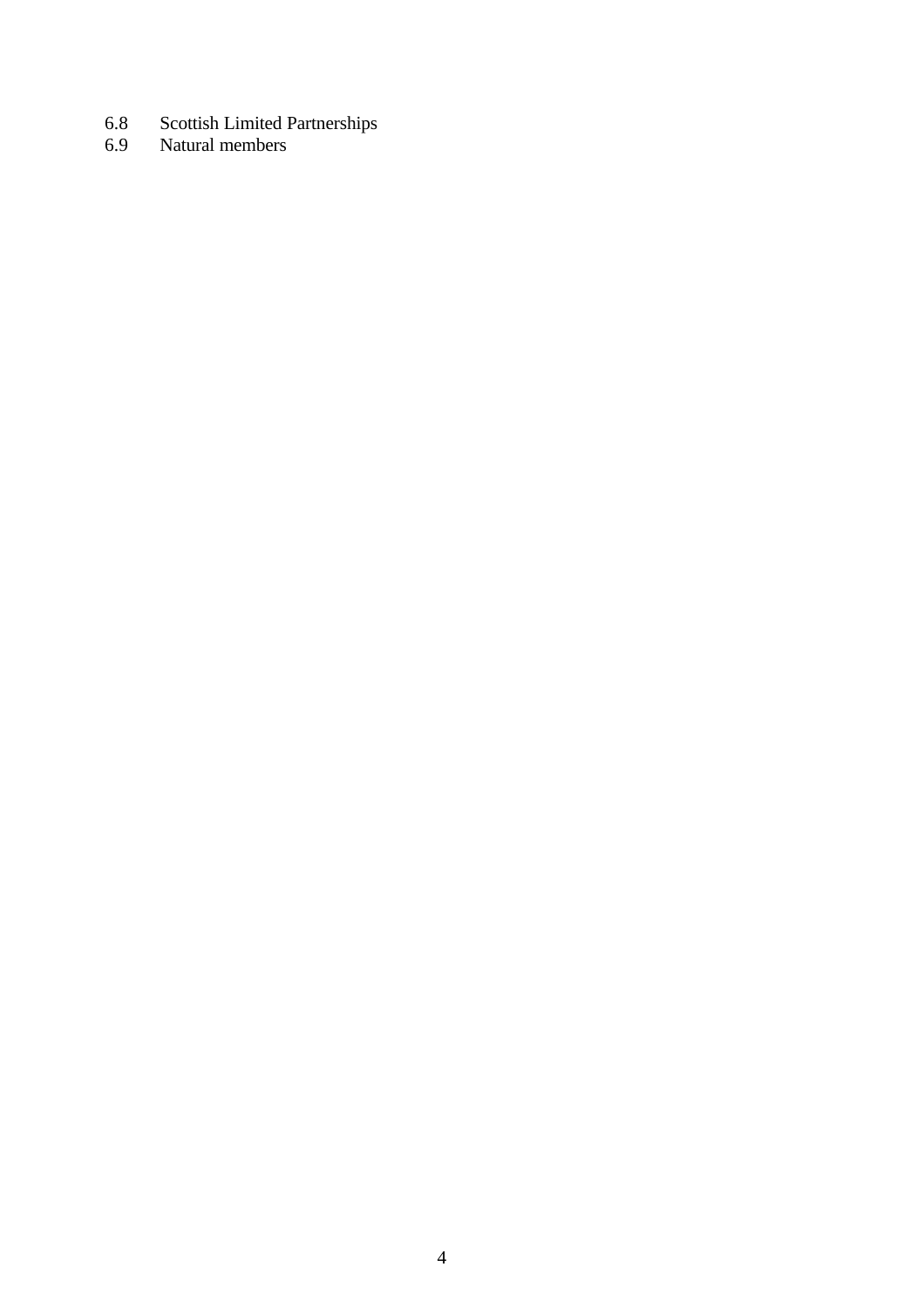6.8 Scottish Limited Partnerships
6.9 Natural members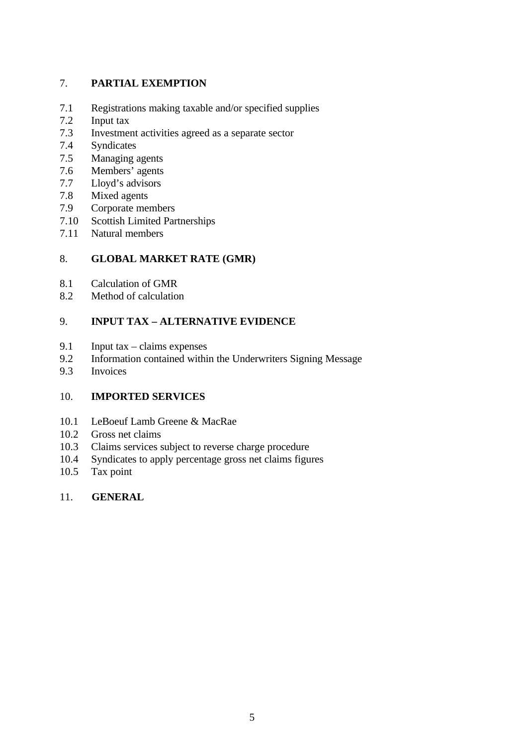7. **PARTIAL EXEMPTION**

7.1 Registrations making taxable and/or specified supplies
7.2 Input tax
7.3 Investment activities agreed as a separate sector
7.4 Syndicates
7.5 Managing agents
7.6 Members' agents
7.7 Lloyd's advisors
7.8 Mixed agents
7.9 Corporate members
7.10 Scottish Limited Partnerships
7.11 Natural members

8. **GLOBAL MARKET RATE (GMR)**

8.1 Calculation of GMR
8.2 Method of calculation

9. **INPUT TAX – ALTERNATIVE EVIDENCE**

9.1 Input tax – claims expenses
9.2 Information contained within the Underwriters Signing Message
9.3 Invoices

10. **IMPORTED SERVICES**

10.1 LeBoeuf Lamb Greene & MacRae
10.2 Gross net claims
10.3 Claims services subject to reverse charge procedure
10.4 Syndicates to apply percentage gross net claims figures
10.5 Tax point

11. **GENERAL**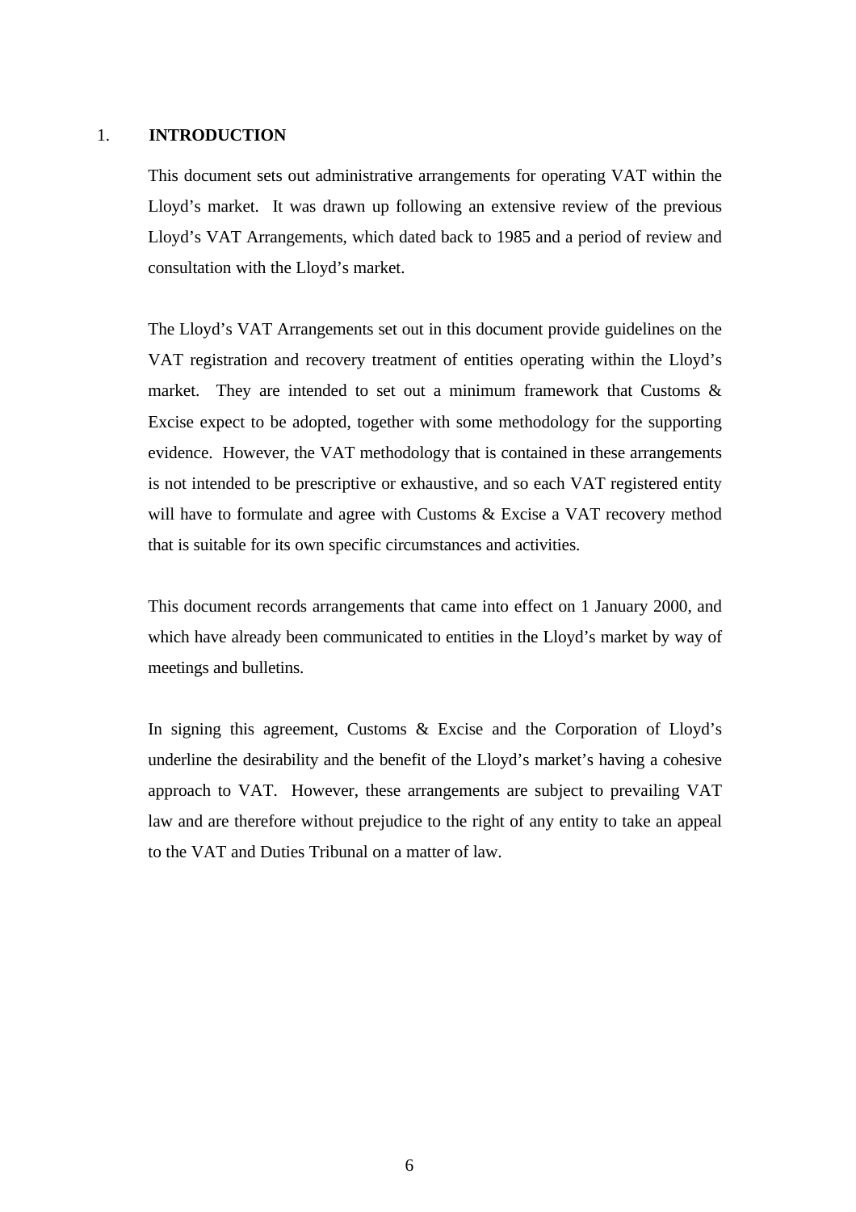# 1. INTRODUCTION

This document sets out administrative arrangements for operating VAT within the Lloyd's market. It was drawn up following an extensive review of the previous Lloyd's VAT Arrangements, which dated back to 1985 and a period of review and consultation with the Lloyd's market.

The Lloyd's VAT Arrangements set out in this document provide guidelines on the VAT registration and recovery treatment of entities operating within the Lloyd's market. They are intended to set out a minimum framework that Customs & Excise expect to be adopted, together with some methodology for the supporting evidence. However, the VAT methodology that is contained in these arrangements is not intended to be prescriptive or exhaustive, and so each VAT registered entity will have to formulate and agree with Customs & Excise a VAT recovery method that is suitable for its own specific circumstances and activities.

This document records arrangements that came into effect on 1 January 2000, and which have already been communicated to entities in the Lloyd's market by way of meetings and bulletins.

In signing this agreement, Customs & Excise and the Corporation of Lloyd's underline the desirability and the benefit of the Lloyd's market's having a cohesive approach to VAT. However, these arrangements are subject to prevailing VAT law and are therefore without prejudice to the right of any entity to take an appeal to the VAT and Duties Tribunal on a matter of law.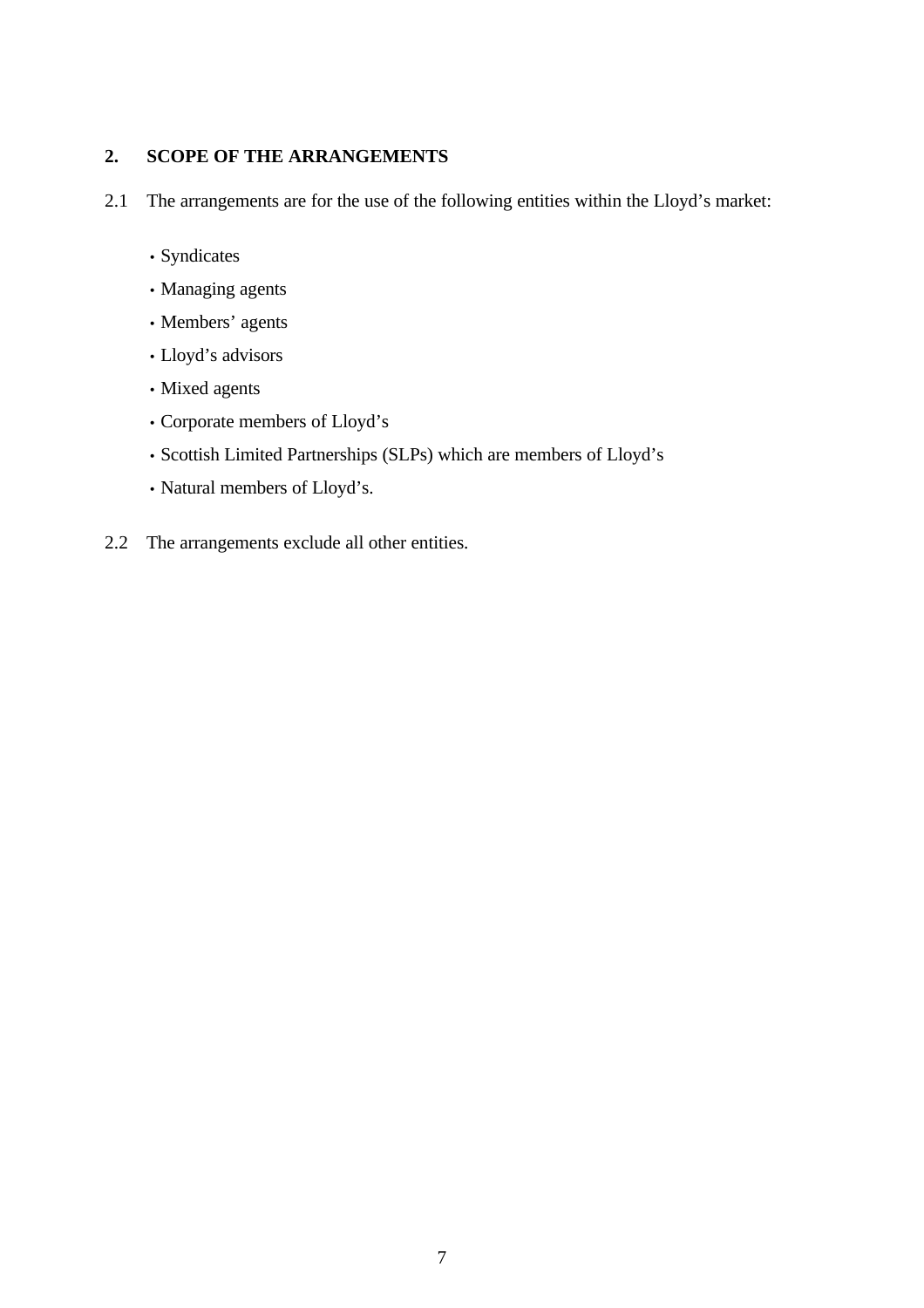## 2. SCOPE OF THE ARRANGEMENTS

2.1 The arrangements are for the use of the following entities within the Lloyd's market:

- Syndicates
- Managing agents
- Members' agents
- Lloyd's advisors
- Mixed agents
- Corporate members of Lloyd's
- Scottish Limited Partnerships (SLPs) which are members of Lloyd's
- Natural members of Lloyd's.

2.2 The arrangements exclude all other entities.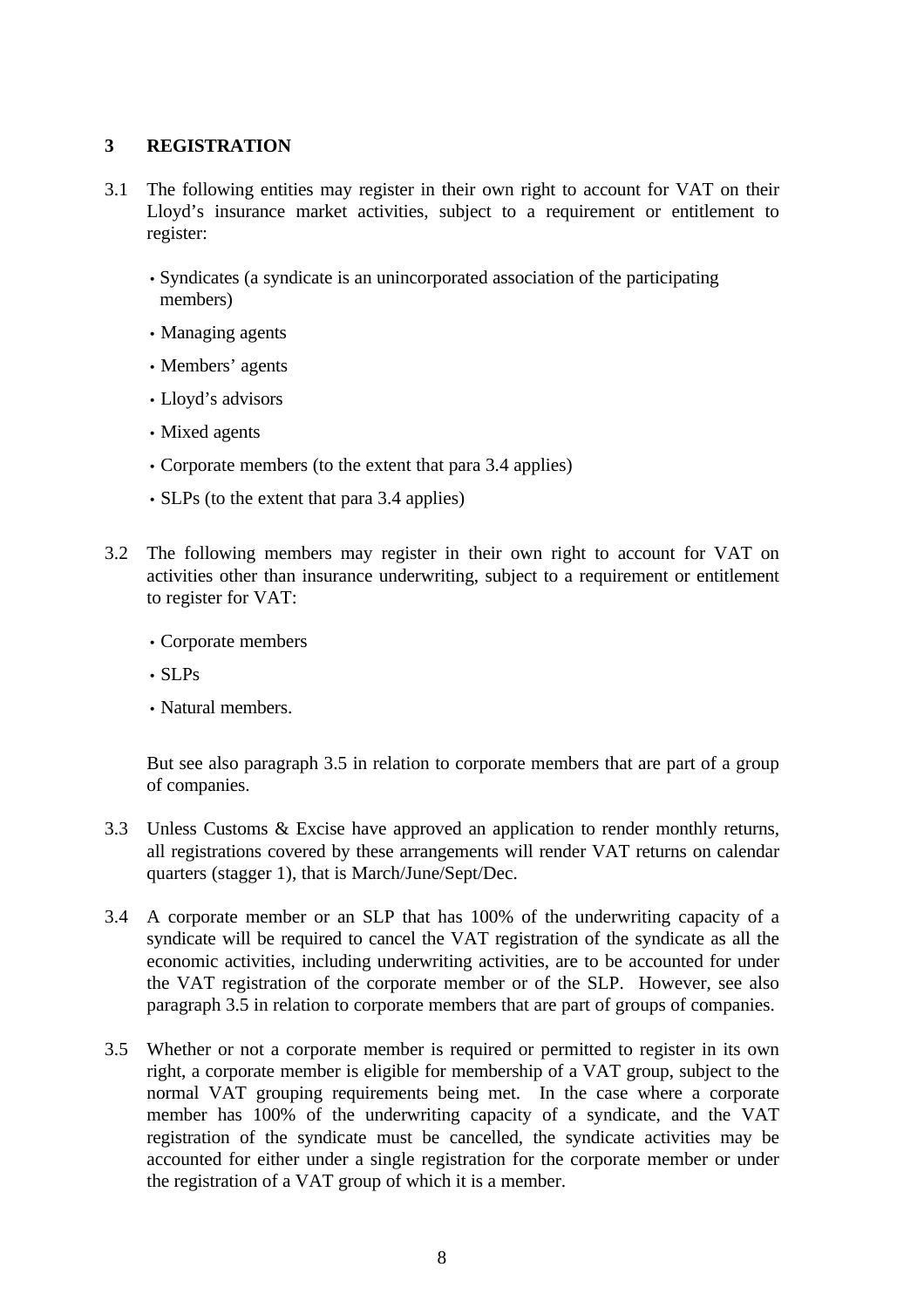## 3 REGISTRATION

3.1 The following entities may register in their own right to account for VAT on their Lloyd’s insurance market activities, subject to a requirement or entitlement to register:

- Syndicates (a syndicate is an unincorporated association of the participating members)
- Managing agents
- Members’ agents
- Lloyd’s advisors
- Mixed agents
- Corporate members (to the extent that para 3.4 applies)
- SLPs (to the extent that para 3.4 applies)

3.2 The following members may register in their own right to account for VAT on activities other than insurance underwriting, subject to a requirement or entitlement to register for VAT:

- Corporate members
- SLPs
- Natural members.

But see also paragraph 3.5 in relation to corporate members that are part of a group of companies.

3.3 Unless Customs & Excise have approved an application to render monthly returns, all registrations covered by these arrangements will render VAT returns on calendar quarters (stagger 1), that is March/June/Sept/Dec.

3.4 A corporate member or an SLP that has 100% of the underwriting capacity of a syndicate will be required to cancel the VAT registration of the syndicate as all the economic activities, including underwriting activities, are to be accounted for under the VAT registration of the corporate member or of the SLP. However, see also paragraph 3.5 in relation to corporate members that are part of groups of companies.

3.5 Whether or not a corporate member is required or permitted to register in its own right, a corporate member is eligible for membership of a VAT group, subject to the normal VAT grouping requirements being met. In the case where a corporate member has 100% of the underwriting capacity of a syndicate, and the VAT registration of the syndicate must be cancelled, the syndicate activities may be accounted for either under a single registration for the corporate member or under the registration of a VAT group of which it is a member.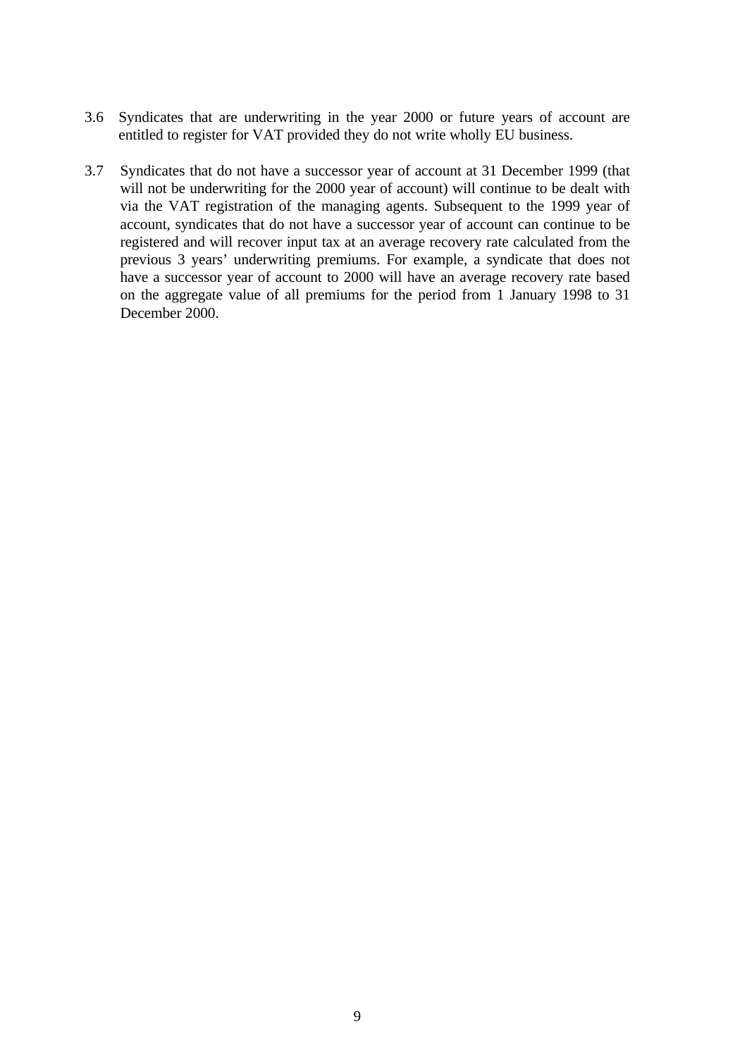3.6 Syndicates that are underwriting in the year 2000 or future years of account are entitled to register for VAT provided they do not write wholly EU business.

3.7 Syndicates that do not have a successor year of account at 31 December 1999 (that will not be underwriting for the 2000 year of account) will continue to be dealt with via the VAT registration of the managing agents. Subsequent to the 1999 year of account, syndicates that do not have a successor year of account can continue to be registered and will recover input tax at an average recovery rate calculated from the previous 3 years' underwriting premiums. For example, a syndicate that does not have a successor year of account to 2000 will have an average recovery rate based on the aggregate value of all premiums for the period from 1 January 1998 to 31 December 2000.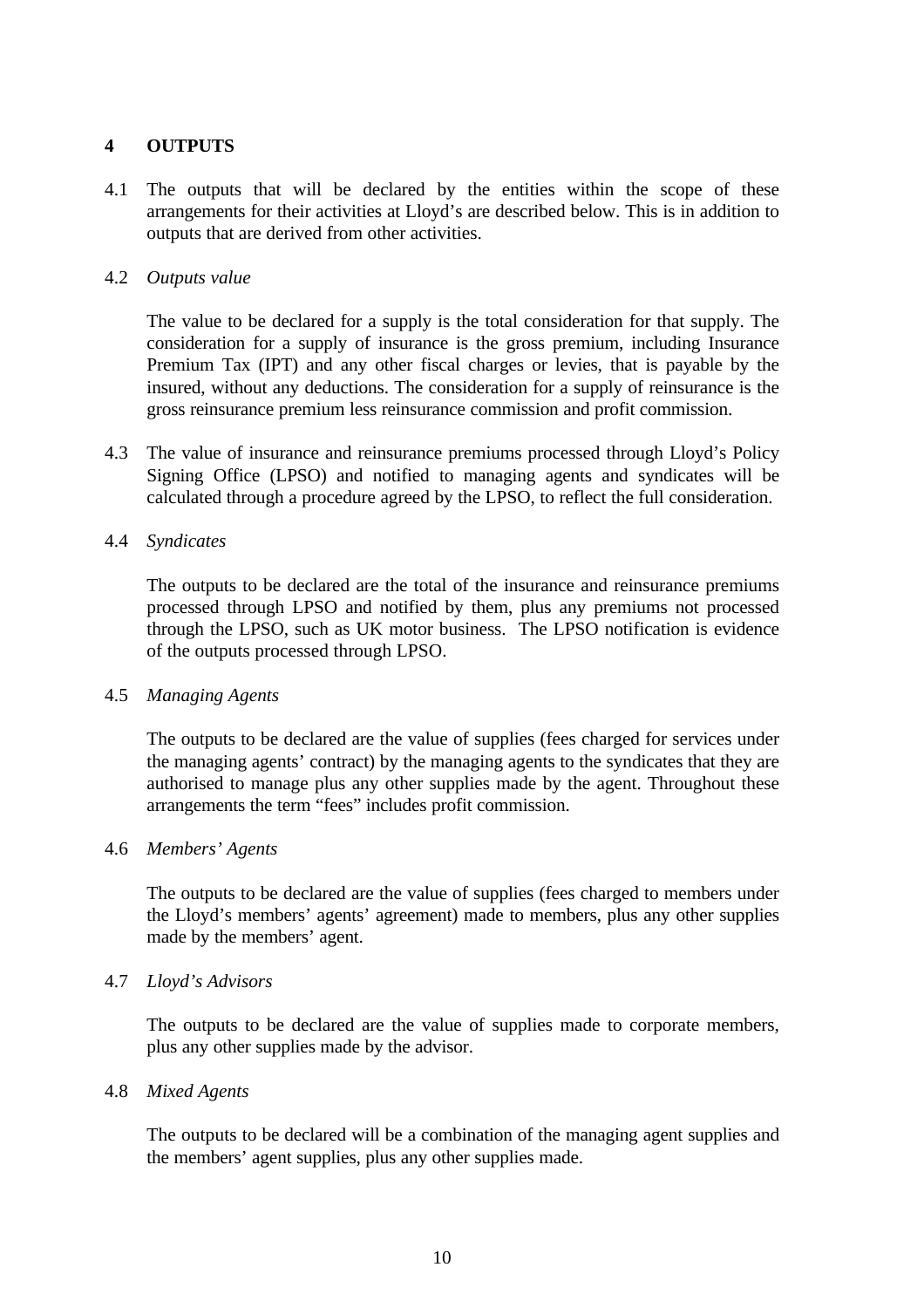## 4 OUTPUTS

4.1 The outputs that will be declared by the entities within the scope of these arrangements for their activities at Lloyd's are described below. This is in addition to outputs that are derived from other activities.

4.2 *Outputs value*

The value to be declared for a supply is the total consideration for that supply. The consideration for a supply of insurance is the gross premium, including Insurance Premium Tax (IPT) and any other fiscal charges or levies, that is payable by the insured, without any deductions. The consideration for a supply of reinsurance is the gross reinsurance premium less reinsurance commission and profit commission.

4.3 The value of insurance and reinsurance premiums processed through Lloyd's Policy Signing Office (LPSO) and notified to managing agents and syndicates will be calculated through a procedure agreed by the LPSO, to reflect the full consideration.

4.4 *Syndicates*

The outputs to be declared are the total of the insurance and reinsurance premiums processed through LPSO and notified by them, plus any premiums not processed through the LPSO, such as UK motor business. The LPSO notification is evidence of the outputs processed through LPSO.

4.5 *Managing Agents*

The outputs to be declared are the value of supplies (fees charged for services under the managing agents' contract) by the managing agents to the syndicates that they are authorised to manage plus any other supplies made by the agent. Throughout these arrangements the term "fees" includes profit commission.

4.6 *Members' Agents*

The outputs to be declared are the value of supplies (fees charged to members under the Lloyd's members' agents' agreement) made to members, plus any other supplies made by the members' agent.

4.7 *Lloyd's Advisors*

The outputs to be declared are the value of supplies made to corporate members, plus any other supplies made by the advisor.

4.8 *Mixed Agents*

The outputs to be declared will be a combination of the managing agent supplies and the members' agent supplies, plus any other supplies made.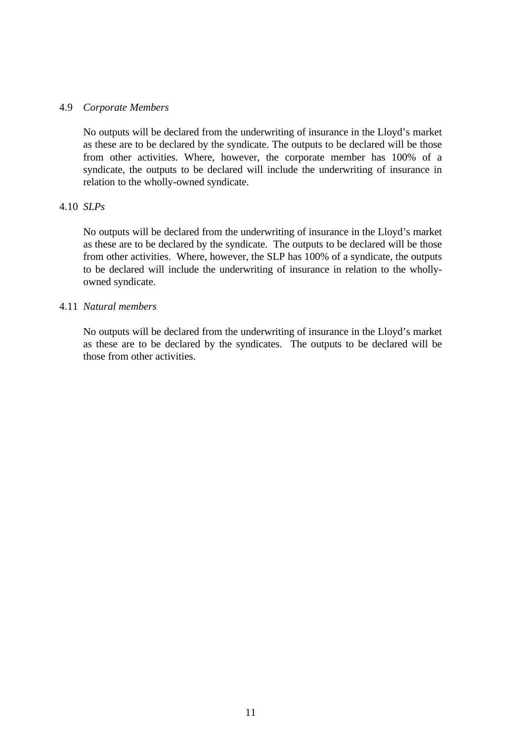4.9 *Corporate Members*

No outputs will be declared from the underwriting of insurance in the Lloyd's market as these are to be declared by the syndicate. The outputs to be declared will be those from other activities. Where, however, the corporate member has 100% of a syndicate, the outputs to be declared will include the underwriting of insurance in relation to the wholly-owned syndicate.

4.10 *SLPs*

No outputs will be declared from the underwriting of insurance in the Lloyd's market as these are to be declared by the syndicate. The outputs to be declared will be those from other activities. Where, however, the SLP has 100% of a syndicate, the outputs to be declared will include the underwriting of insurance in relation to the wholly-owned syndicate.

4.11 *Natural members*

No outputs will be declared from the underwriting of insurance in the Lloyd's market as these are to be declared by the syndicates. The outputs to be declared will be those from other activities.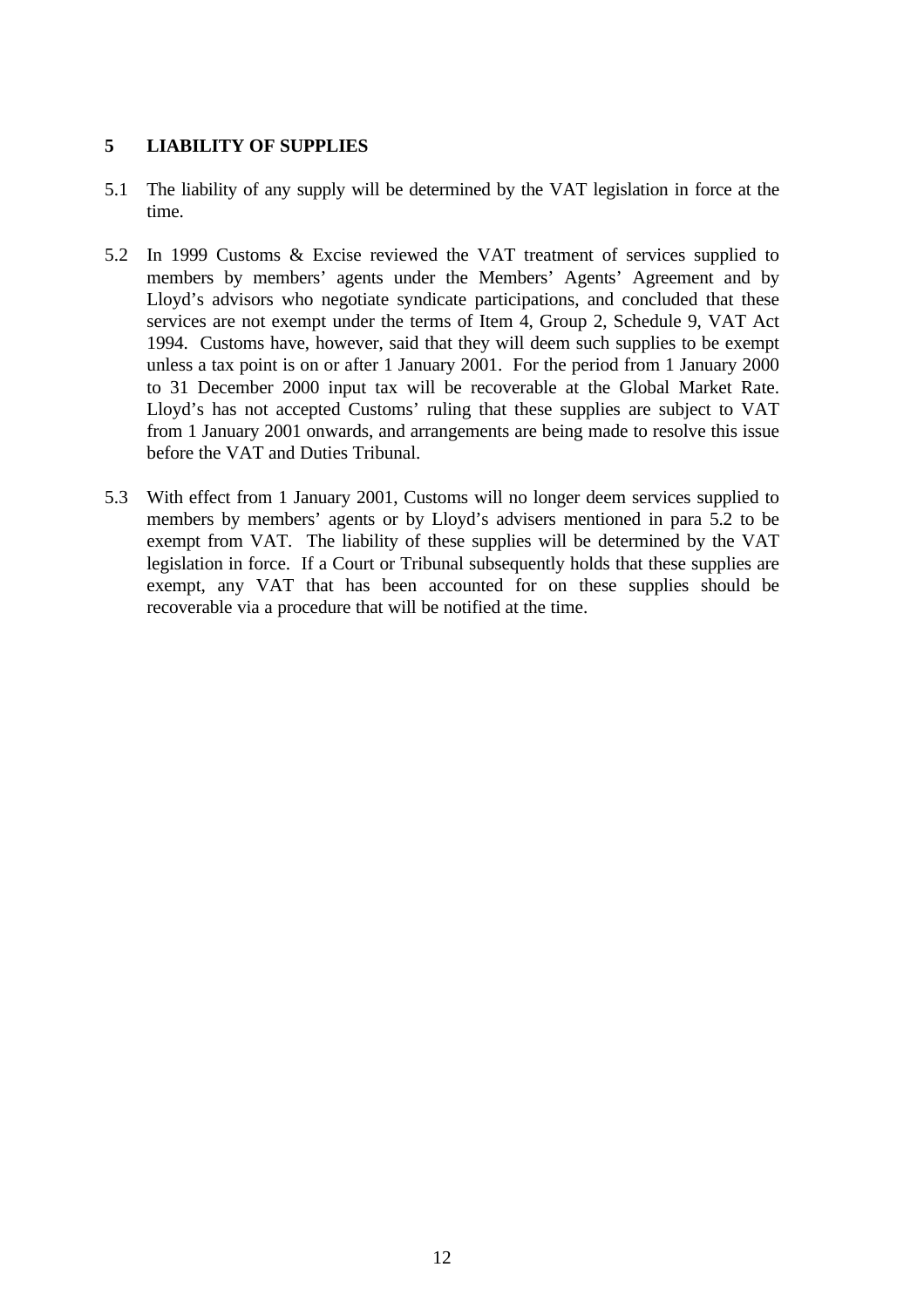## 5 LIABILITY OF SUPPLIES

5.1 The liability of any supply will be determined by the VAT legislation in force at the time.

5.2 In 1999 Customs & Excise reviewed the VAT treatment of services supplied to members by members' agents under the Members' Agents' Agreement and by Lloyd's advisors who negotiate syndicate participations, and concluded that these services are not exempt under the terms of Item 4, Group 2, Schedule 9, VAT Act 1994. Customs have, however, said that they will deem such supplies to be exempt unless a tax point is on or after 1 January 2001. For the period from 1 January 2000 to 31 December 2000 input tax will be recoverable at the Global Market Rate. Lloyd's has not accepted Customs' ruling that these supplies are subject to VAT from 1 January 2001 onwards, and arrangements are being made to resolve this issue before the VAT and Duties Tribunal.

5.3 With effect from 1 January 2001, Customs will no longer deem services supplied to members by members' agents or by Lloyd's advisers mentioned in para 5.2 to be exempt from VAT. The liability of these supplies will be determined by the VAT legislation in force. If a Court or Tribunal subsequently holds that these supplies are exempt, any VAT that has been accounted for on these supplies should be recoverable via a procedure that will be notified at the time.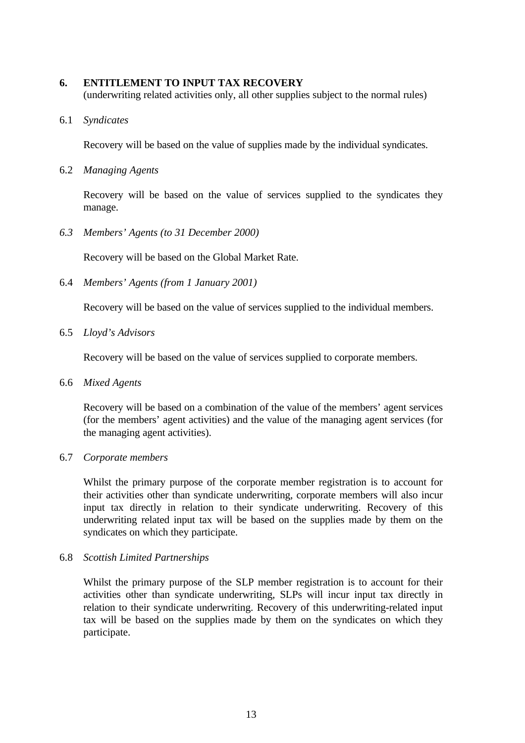## 6. ENTITLEMENT TO INPUT TAX RECOVERY

(underwriting related activities only, all other supplies subject to the normal rules)

6.1 *Syndicates*

Recovery will be based on the value of supplies made by the individual syndicates.

6.2 *Managing Agents*

Recovery will be based on the value of services supplied to the syndicates they manage.

*6.3 Members' Agents (to 31 December 2000)*

Recovery will be based on the Global Market Rate.

6.4 *Members' Agents (from 1 January 2001)*

Recovery will be based on the value of services supplied to the individual members.

6.5 *Lloyd's Advisors*

Recovery will be based on the value of services supplied to corporate members.

6.6 *Mixed Agents*

Recovery will be based on a combination of the value of the members' agent services (for the members' agent activities) and the value of the managing agent services (for the managing agent activities).

6.7 *Corporate members*

Whilst the primary purpose of the corporate member registration is to account for their activities other than syndicate underwriting, corporate members will also incur input tax directly in relation to their syndicate underwriting. Recovery of this underwriting related input tax will be based on the supplies made by them on the syndicates on which they participate.

6.8 *Scottish Limited Partnerships*

Whilst the primary purpose of the SLP member registration is to account for their activities other than syndicate underwriting, SLPs will incur input tax directly in relation to their syndicate underwriting. Recovery of this underwriting-related input tax will be based on the supplies made by them on the syndicates on which they participate.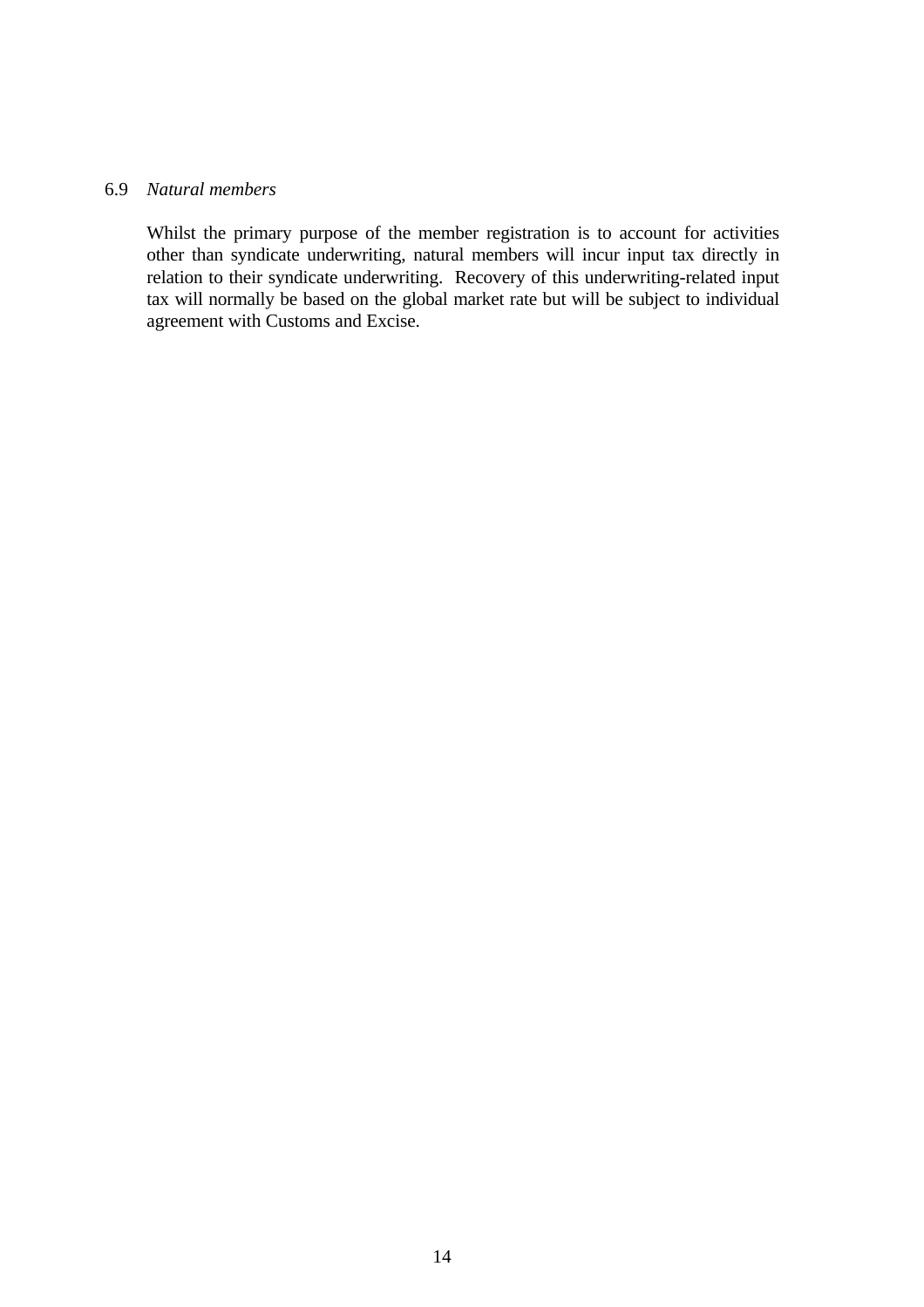6.9 *Natural members*

Whilst the primary purpose of the member registration is to account for activities other than syndicate underwriting, natural members will incur input tax directly in relation to their syndicate underwriting. Recovery of this underwriting-related input tax will normally be based on the global market rate but will be subject to individual agreement with Customs and Excise.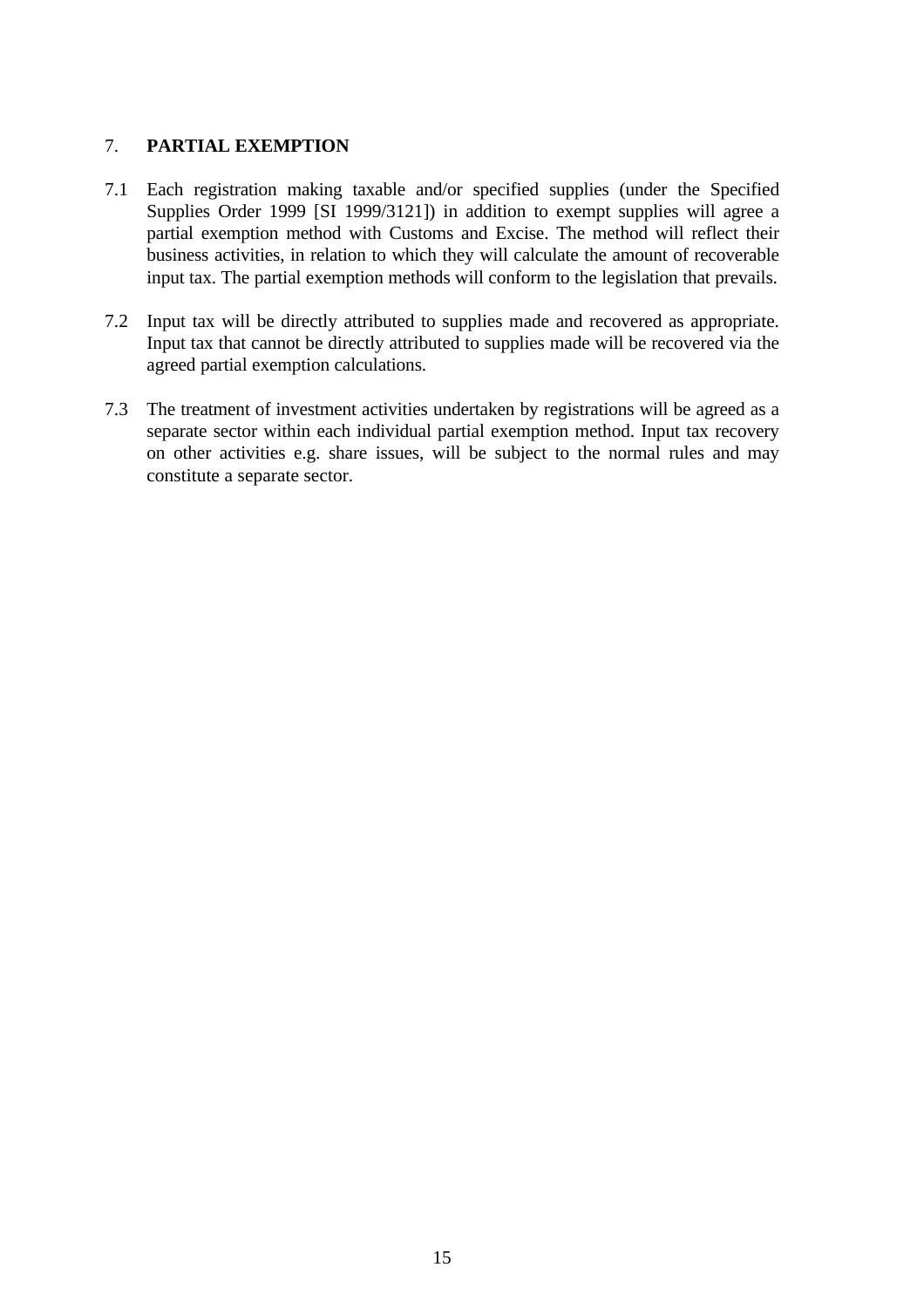## 7. **PARTIAL EXEMPTION**

7.1 Each registration making taxable and/or specified supplies (under the Specified Supplies Order 1999 [SI 1999/3121]) in addition to exempt supplies will agree a partial exemption method with Customs and Excise. The method will reflect their business activities, in relation to which they will calculate the amount of recoverable input tax. The partial exemption methods will conform to the legislation that prevails.

7.2 Input tax will be directly attributed to supplies made and recovered as appropriate. Input tax that cannot be directly attributed to supplies made will be recovered via the agreed partial exemption calculations.

7.3 The treatment of investment activities undertaken by registrations will be agreed as a separate sector within each individual partial exemption method. Input tax recovery on other activities e.g. share issues, will be subject to the normal rules and may constitute a separate sector.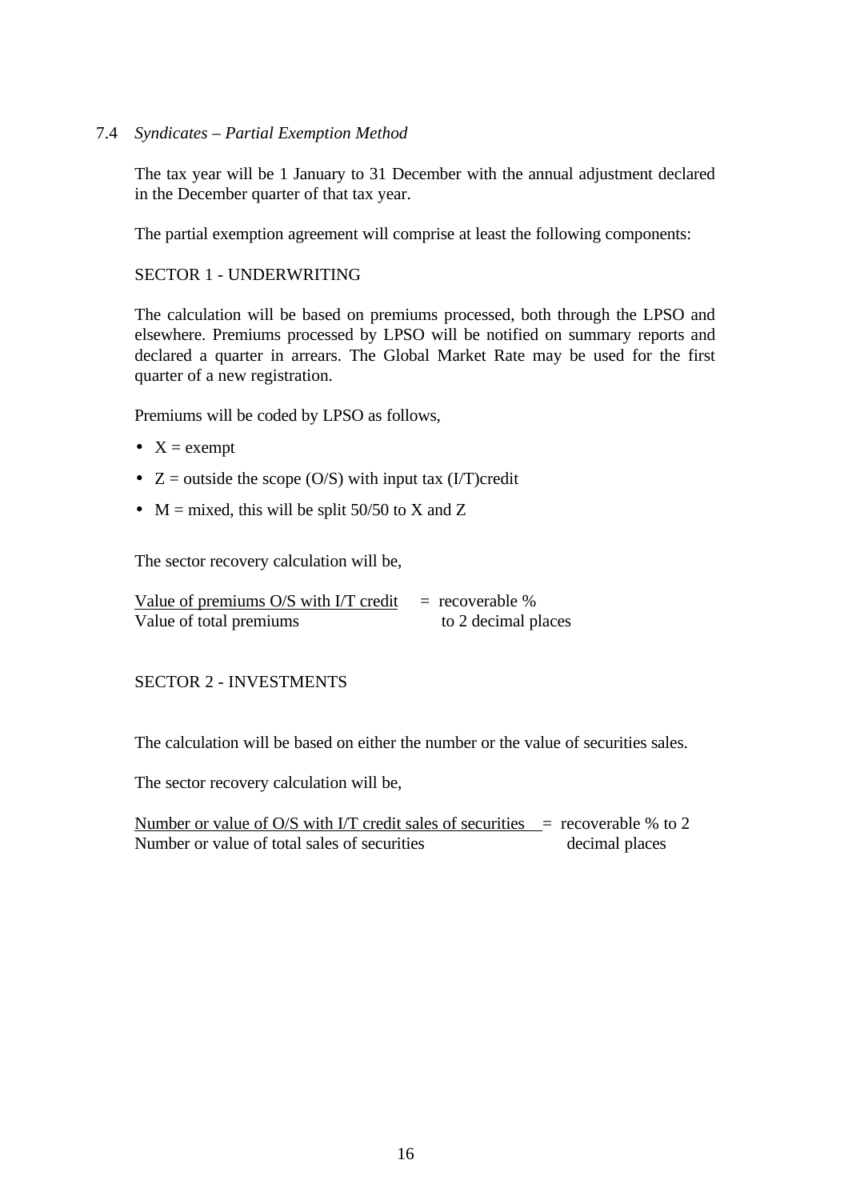## 7.4 *Syndicates – Partial Exemption Method*

The tax year will be 1 January to 31 December with the annual adjustment declared in the December quarter of that tax year.

The partial exemption agreement will comprise at least the following components:

SECTOR 1 - UNDERWRITING

The calculation will be based on premiums processed, both through the LPSO and elsewhere. Premiums processed by LPSO will be notified on summary reports and declared a quarter in arrears. The Global Market Rate may be used for the first quarter of a new registration.

Premiums will be coded by LPSO as follows,

- X = exempt
- Z = outside the scope (O/S) with input tax (I/T)credit
- M = mixed, this will be split 50/50 to X and Z

The sector recovery calculation will be,

$$\frac{\text{Value of premiums O/S with I/T credit}}{\text{Value of total premiums}} = \text{recoverable \% to 2 decimal places}$$

SECTOR 2 - INVESTMENTS

The calculation will be based on either the number or the value of securities sales.

The sector recovery calculation will be,

$$\frac{\text{Number or value of O/S with I/T credit sales of securities}}{\text{Number or value of total sales of securities}} = \text{recoverable \% to 2 decimal places}$$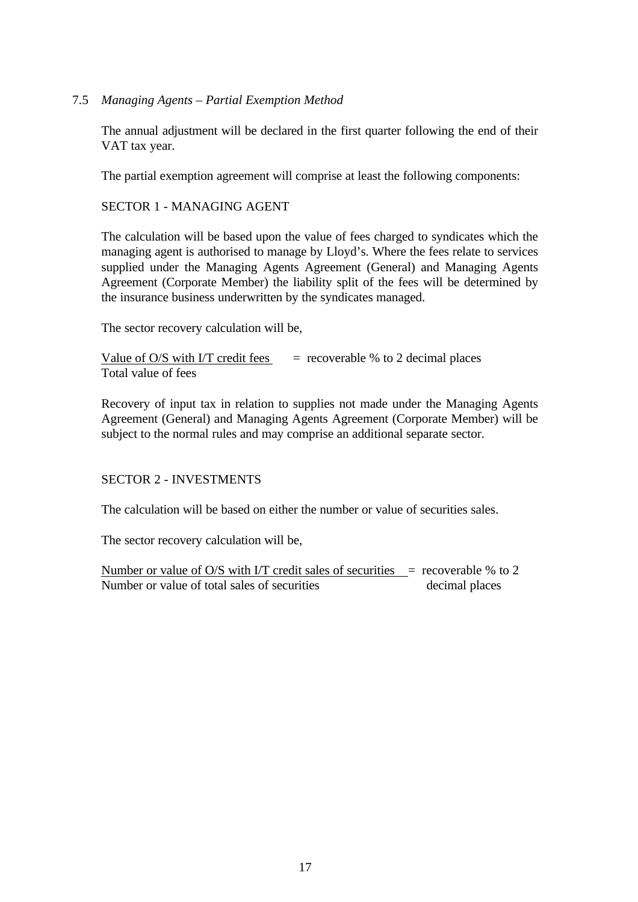### 7.5 *Managing Agents – Partial Exemption Method*

The annual adjustment will be declared in the first quarter following the end of their VAT tax year.

The partial exemption agreement will comprise at least the following components:

SECTOR 1 - MANAGING AGENT

The calculation will be based upon the value of fees charged to syndicates which the managing agent is authorised to manage by Lloyd's. Where the fees relate to services supplied under the Managing Agents Agreement (General) and Managing Agents Agreement (Corporate Member) the liability split of the fees will be determined by the insurance business underwritten by the syndicates managed.

The sector recovery calculation will be,

$$\frac{\text{Value of O/S with I/T credit fees}}{\text{Total value of fees}} = \text{recoverable \% to 2 decimal places}$$

Recovery of input tax in relation to supplies not made under the Managing Agents Agreement (General) and Managing Agents Agreement (Corporate Member) will be subject to the normal rules and may comprise an additional separate sector.

SECTOR 2 - INVESTMENTS

The calculation will be based on either the number or value of securities sales.

The sector recovery calculation will be,

$$\frac{\text{Number or value of O/S with I/T credit sales of securities}}{\text{Number or value of total sales of securities}} = \text{recoverable \% to 2 decimal places}$$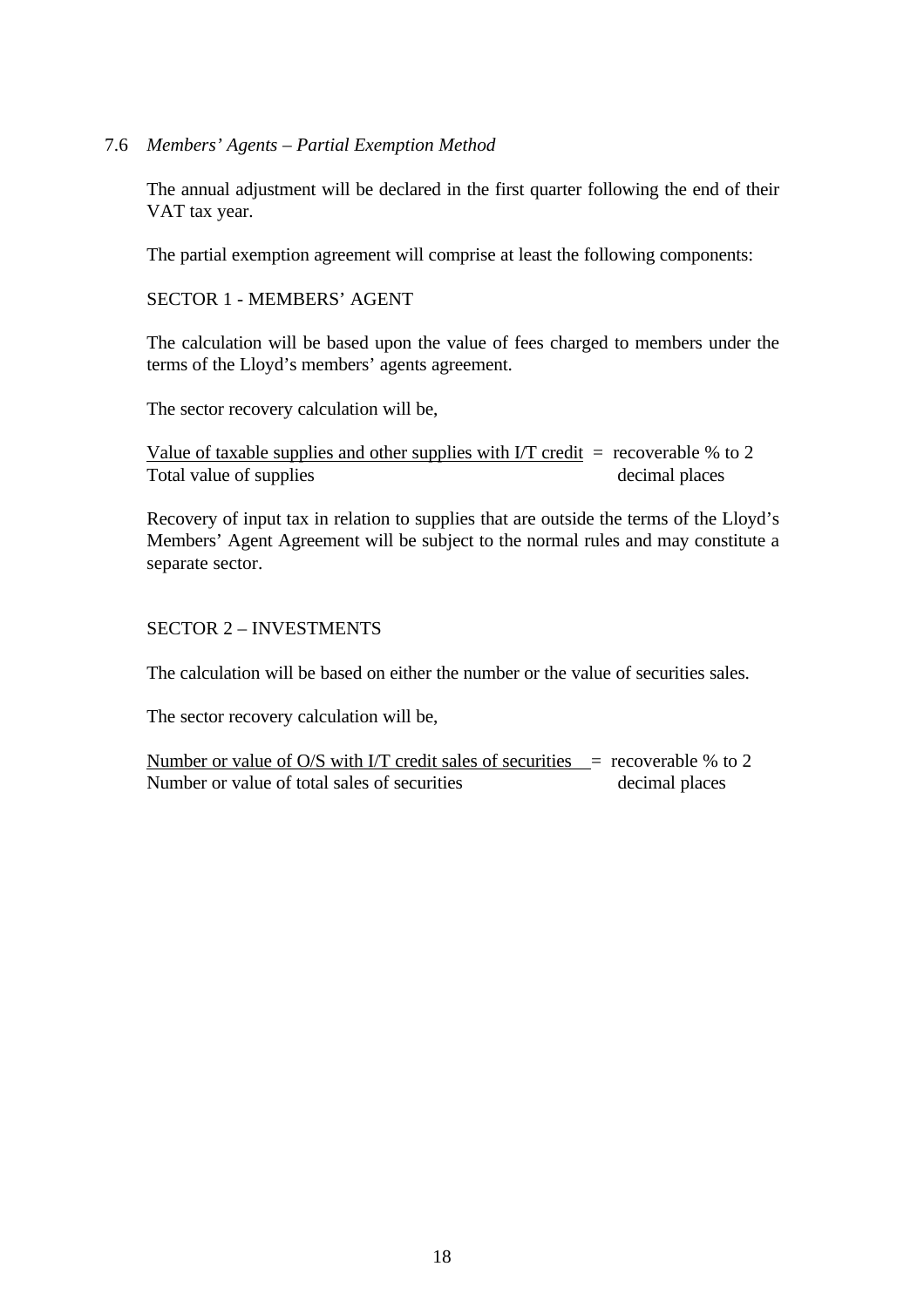### 7.6 *Members' Agents – Partial Exemption Method*

The annual adjustment will be declared in the first quarter following the end of their VAT tax year.

The partial exemption agreement will comprise at least the following components:

SECTOR 1 - MEMBERS' AGENT

The calculation will be based upon the value of fees charged to members under the terms of the Lloyd's members' agents agreement.

The sector recovery calculation will be,

$$\frac{\text{Value of taxable supplies and other supplies with I/T credit}}{\text{Total value of supplies}} = \text{recoverable \% to 2 decimal places}$$

Recovery of input tax in relation to supplies that are outside the terms of the Lloyd's Members' Agent Agreement will be subject to the normal rules and may constitute a separate sector.

SECTOR 2 – INVESTMENTS

The calculation will be based on either the number or the value of securities sales.

The sector recovery calculation will be,

$$\frac{\text{Number or value of O/S with I/T credit sales of securities}}{\text{Number or value of total sales of securities}} = \text{recoverable \% to 2 decimal places}$$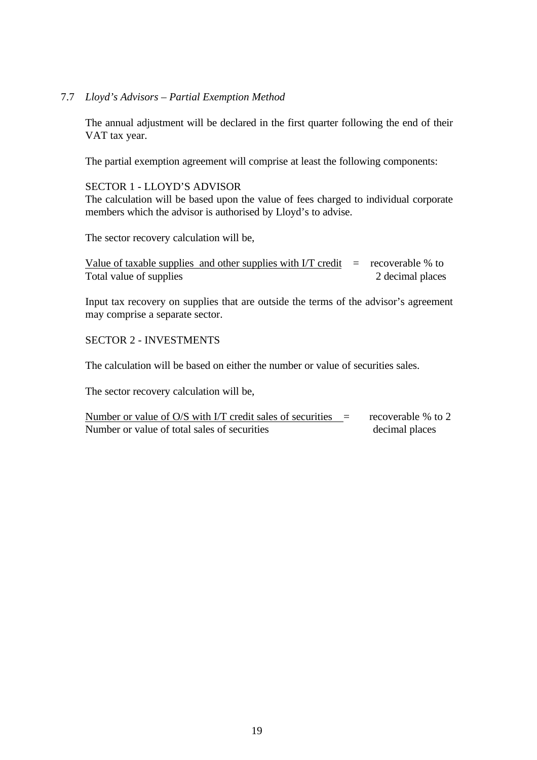### 7.7 *Lloyd's Advisors – Partial Exemption Method*

The annual adjustment will be declared in the first quarter following the end of their VAT tax year.

The partial exemption agreement will comprise at least the following components:

SECTOR 1 - LLOYD'S ADVISOR

The calculation will be based upon the value of fees charged to individual corporate members which the advisor is authorised by Lloyd's to advise.

The sector recovery calculation will be,

$$\frac{\text{Value of taxable supplies and other supplies with I/T credit}}{\text{Total value of supplies}} = \text{recoverable \% to 2 decimal places}$$

Input tax recovery on supplies that are outside the terms of the advisor's agreement may comprise a separate sector.

SECTOR 2 - INVESTMENTS

The calculation will be based on either the number or value of securities sales.

The sector recovery calculation will be,

$$\frac{\text{Number or value of O/S with I/T credit sales of securities}}{\text{Number or value of total sales of securities}} = \text{recoverable \% to 2 decimal places}$$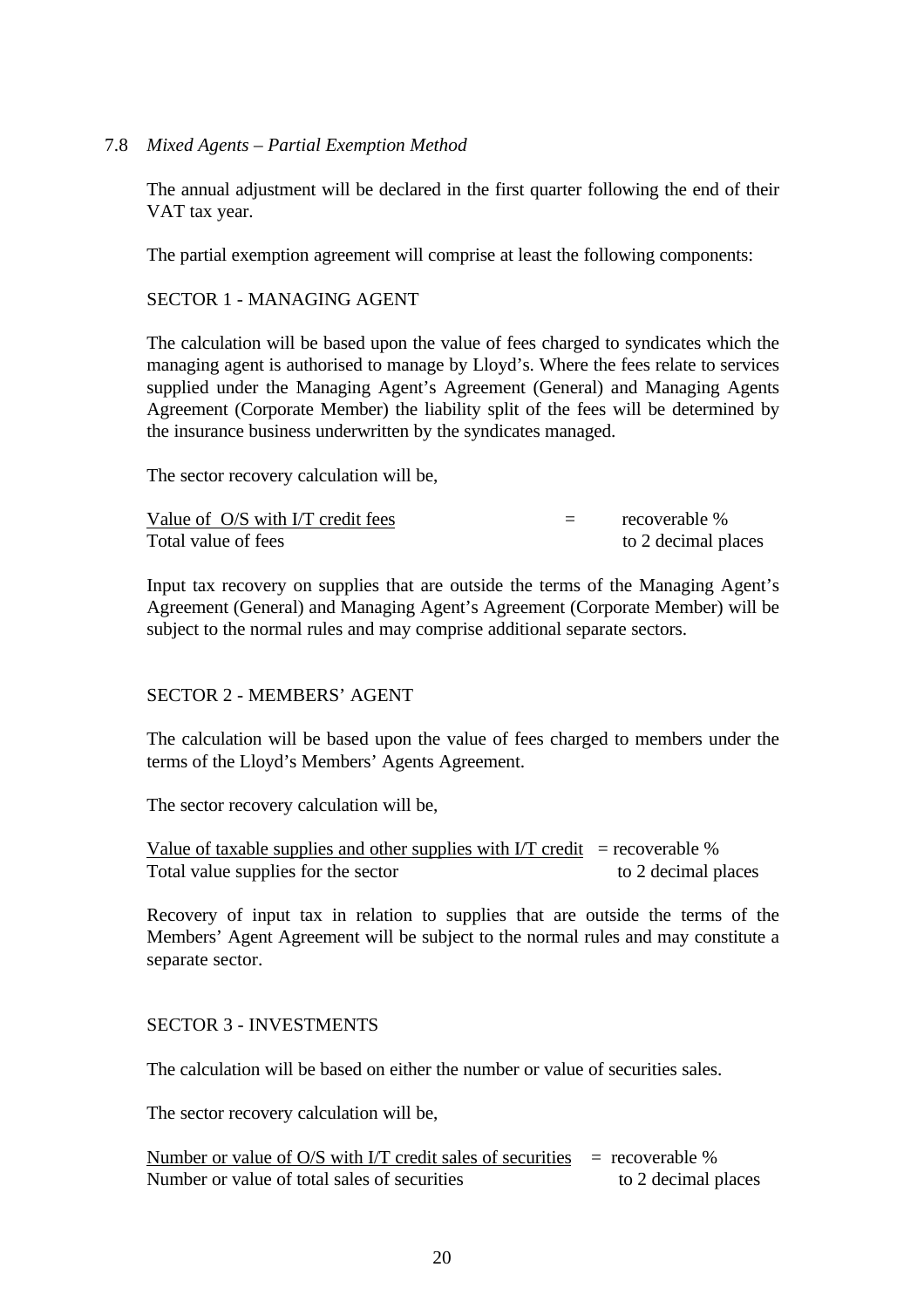7.8 *Mixed Agents – Partial Exemption Method*

The annual adjustment will be declared in the first quarter following the end of their VAT tax year.

The partial exemption agreement will comprise at least the following components:

SECTOR 1 - MANAGING AGENT

The calculation will be based upon the value of fees charged to syndicates which the managing agent is authorised to manage by Lloyd's. Where the fees relate to services supplied under the Managing Agent's Agreement (General) and Managing Agents Agreement (Corporate Member) the liability split of the fees will be determined by the insurance business underwritten by the syndicates managed.

The sector recovery calculation will be,

$$\frac{\text{Value of O/S with I/T credit fees}}{\text{Total value of fees}} = \text{recoverable \% to 2 decimal places}$$

Input tax recovery on supplies that are outside the terms of the Managing Agent's Agreement (General) and Managing Agent's Agreement (Corporate Member) will be subject to the normal rules and may comprise additional separate sectors.

SECTOR 2 - MEMBERS' AGENT

The calculation will be based upon the value of fees charged to members under the terms of the Lloyd's Members' Agents Agreement.

The sector recovery calculation will be,

$$\frac{\text{Value of taxable supplies and other supplies with I/T credit}}{\text{Total value supplies for the sector}} = \text{recoverable \% to 2 decimal places}$$

Recovery of input tax in relation to supplies that are outside the terms of the Members' Agent Agreement will be subject to the normal rules and may constitute a separate sector.

SECTOR 3 - INVESTMENTS

The calculation will be based on either the number or value of securities sales.

The sector recovery calculation will be,

$$\frac{\text{Number or value of O/S with I/T credit sales of securities}}{\text{Number or value of total sales of securities}} = \text{recoverable \% to 2 decimal places}$$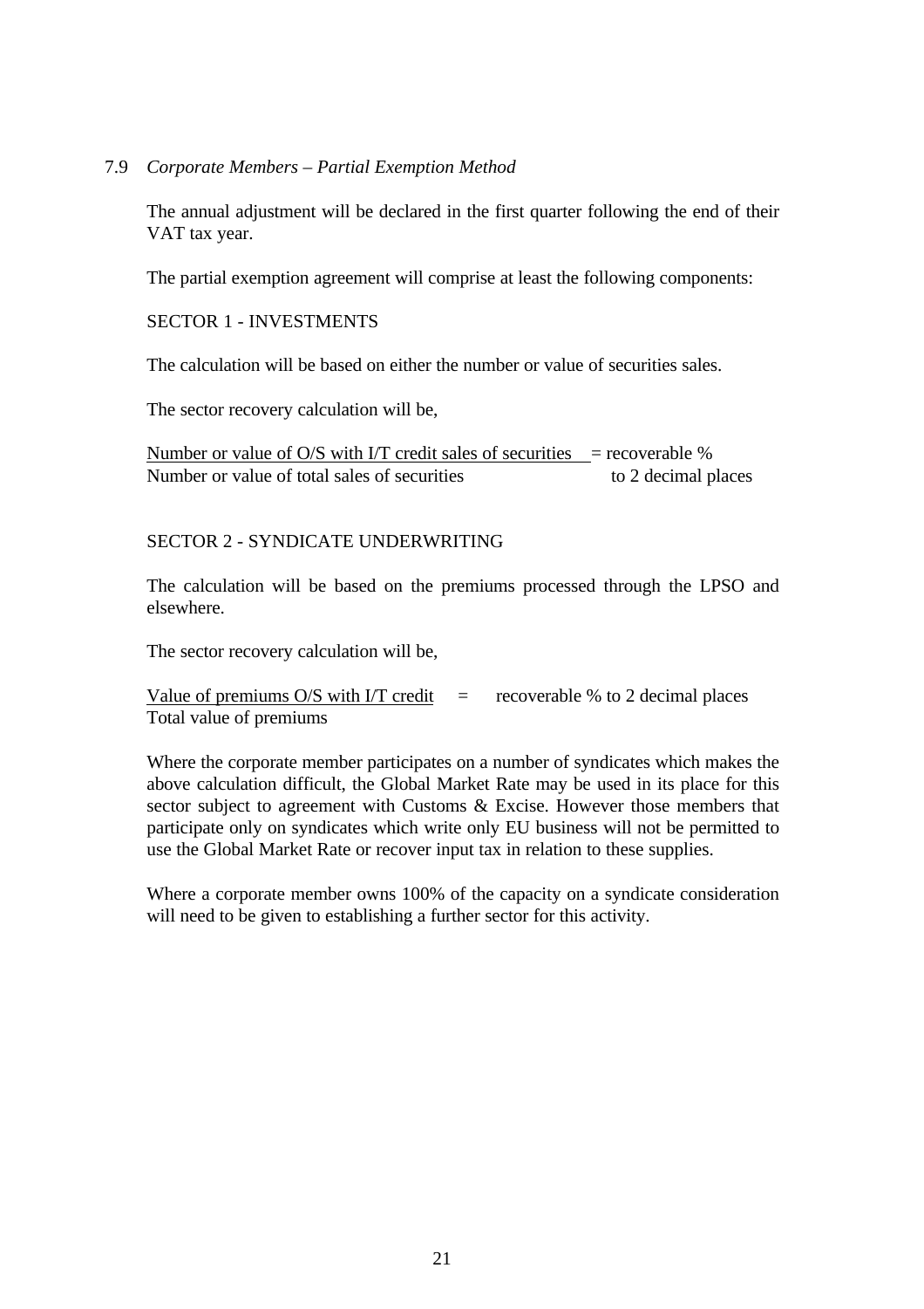7.9 *Corporate Members – Partial Exemption Method*

The annual adjustment will be declared in the first quarter following the end of their VAT tax year.

The partial exemption agreement will comprise at least the following components:

SECTOR 1 - INVESTMENTS

The calculation will be based on either the number or value of securities sales.

The sector recovery calculation will be,

$$\frac{\text{Number or value of O/S with I/T credit sales of securities}}{\text{Number or value of total sales of securities}} = \text{recoverable \% to 2 decimal places}$$

SECTOR 2 - SYNDICATE UNDERWRITING

The calculation will be based on the premiums processed through the LPSO and elsewhere.

The sector recovery calculation will be,

$$\frac{\text{Value of premiums O/S with I/T credit}}{\text{Total value of premiums}} = \text{recoverable \% to 2 decimal places}$$

Where the corporate member participates on a number of syndicates which makes the above calculation difficult, the Global Market Rate may be used in its place for this sector subject to agreement with Customs & Excise. However those members that participate only on syndicates which write only EU business will not be permitted to use the Global Market Rate or recover input tax in relation to these supplies.

Where a corporate member owns 100% of the capacity on a syndicate consideration will need to be given to establishing a further sector for this activity.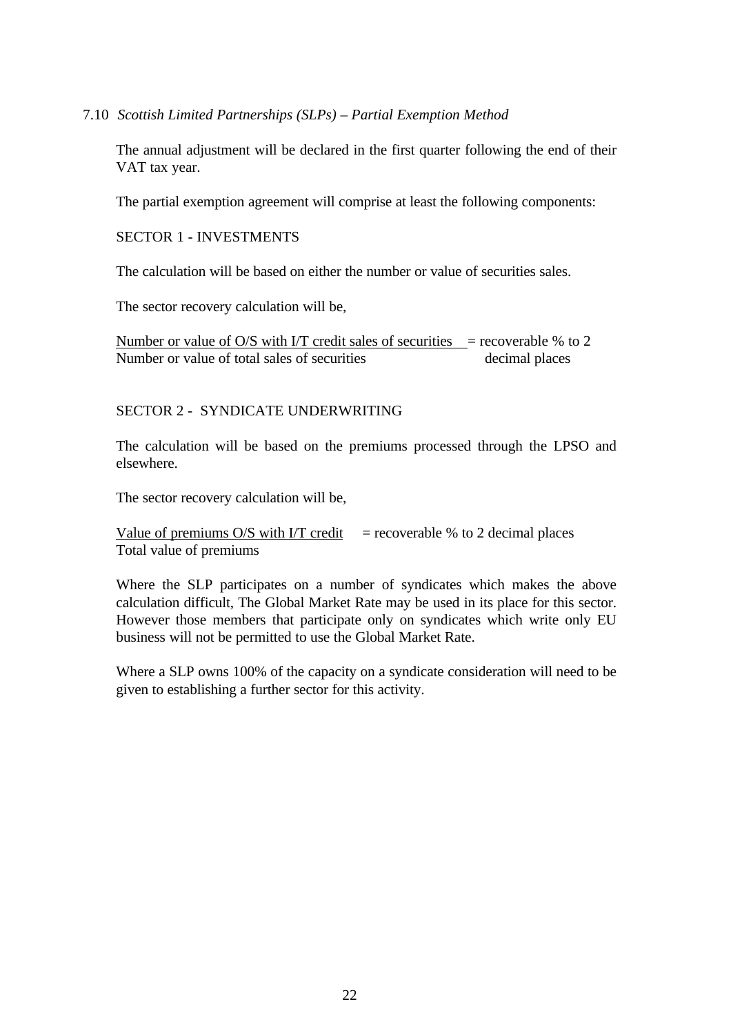## 7.10 *Scottish Limited Partnerships (SLPs) – Partial Exemption Method*

The annual adjustment will be declared in the first quarter following the end of their VAT tax year.

The partial exemption agreement will comprise at least the following components:

SECTOR 1 - INVESTMENTS

The calculation will be based on either the number or value of securities sales.

The sector recovery calculation will be,

$$\frac{\text{Number or value of O/S with I/T credit sales of securities}}{\text{Number or value of total sales of securities}} = \text{recoverable \% to 2 decimal places}$$

SECTOR 2 - SYNDICATE UNDERWRITING

The calculation will be based on the premiums processed through the LPSO and elsewhere.

The sector recovery calculation will be,

$$\frac{\text{Value of premiums O/S with I/T credit}}{\text{Total value of premiums}} = \text{recoverable \% to 2 decimal places}$$

Where the SLP participates on a number of syndicates which makes the above calculation difficult, The Global Market Rate may be used in its place for this sector. However those members that participate only on syndicates which write only EU business will not be permitted to use the Global Market Rate.

Where a SLP owns 100% of the capacity on a syndicate consideration will need to be given to establishing a further sector for this activity.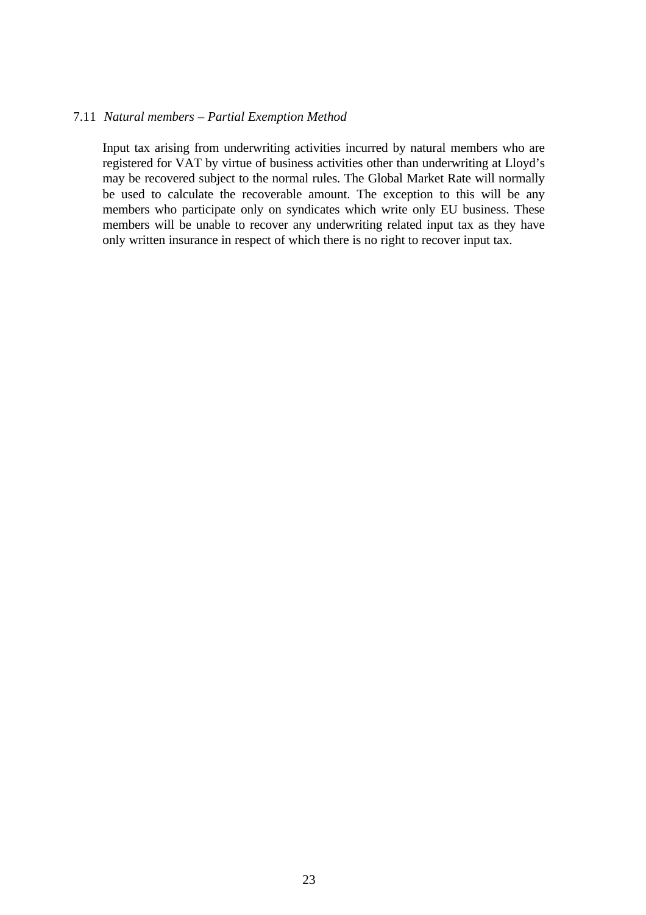7.11 *Natural members – Partial Exemption Method*

Input tax arising from underwriting activities incurred by natural members who are registered for VAT by virtue of business activities other than underwriting at Lloyd's may be recovered subject to the normal rules. The Global Market Rate will normally be used to calculate the recoverable amount. The exception to this will be any members who participate only on syndicates which write only EU business. These members will be unable to recover any underwriting related input tax as they have only written insurance in respect of which there is no right to recover input tax.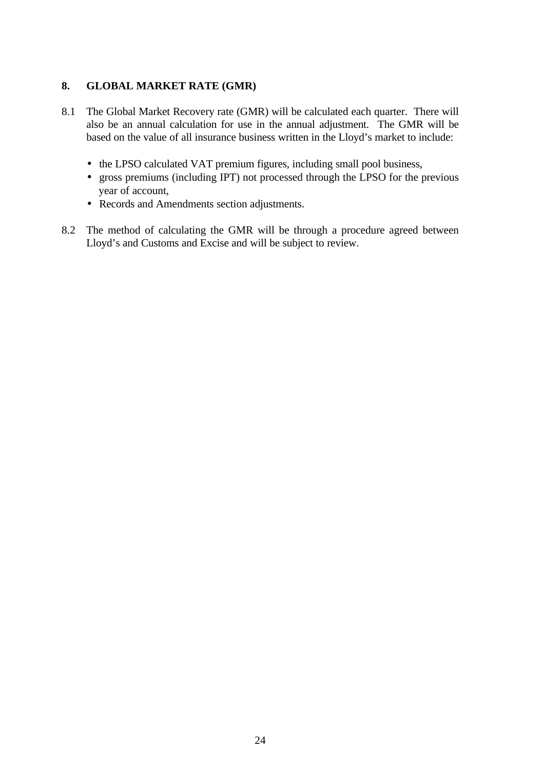## 8. GLOBAL MARKET RATE (GMR)

8.1 The Global Market Recovery rate (GMR) will be calculated each quarter. There will also be an annual calculation for use in the annual adjustment. The GMR will be based on the value of all insurance business written in the Lloyd's market to include:

- the LPSO calculated VAT premium figures, including small pool business,
- gross premiums (including IPT) not processed through the LPSO for the previous year of account,
- Records and Amendments section adjustments.

8.2 The method of calculating the GMR will be through a procedure agreed between Lloyd's and Customs and Excise and will be subject to review.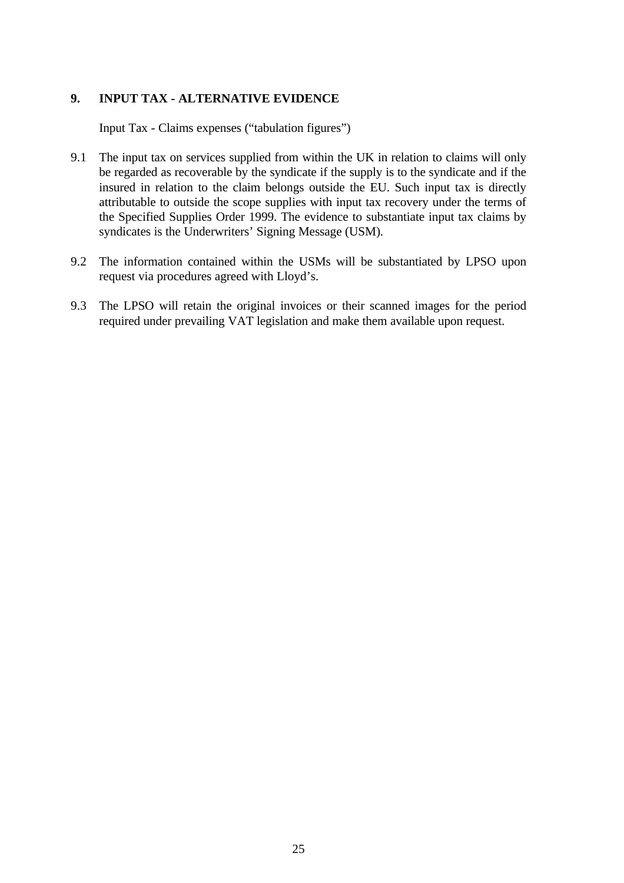## 9. INPUT TAX - ALTERNATIVE EVIDENCE

Input Tax - Claims expenses (“tabulation figures”)

9.1 The input tax on services supplied from within the UK in relation to claims will only be regarded as recoverable by the syndicate if the supply is to the syndicate and if the insured in relation to the claim belongs outside the EU. Such input tax is directly attributable to outside the scope supplies with input tax recovery under the terms of the Specified Supplies Order 1999. The evidence to substantiate input tax claims by syndicates is the Underwriters’ Signing Message (USM).

9.2 The information contained within the USMs will be substantiated by LPSO upon request via procedures agreed with Lloyd’s.

9.3 The LPSO will retain the original invoices or their scanned images for the period required under prevailing VAT legislation and make them available upon request.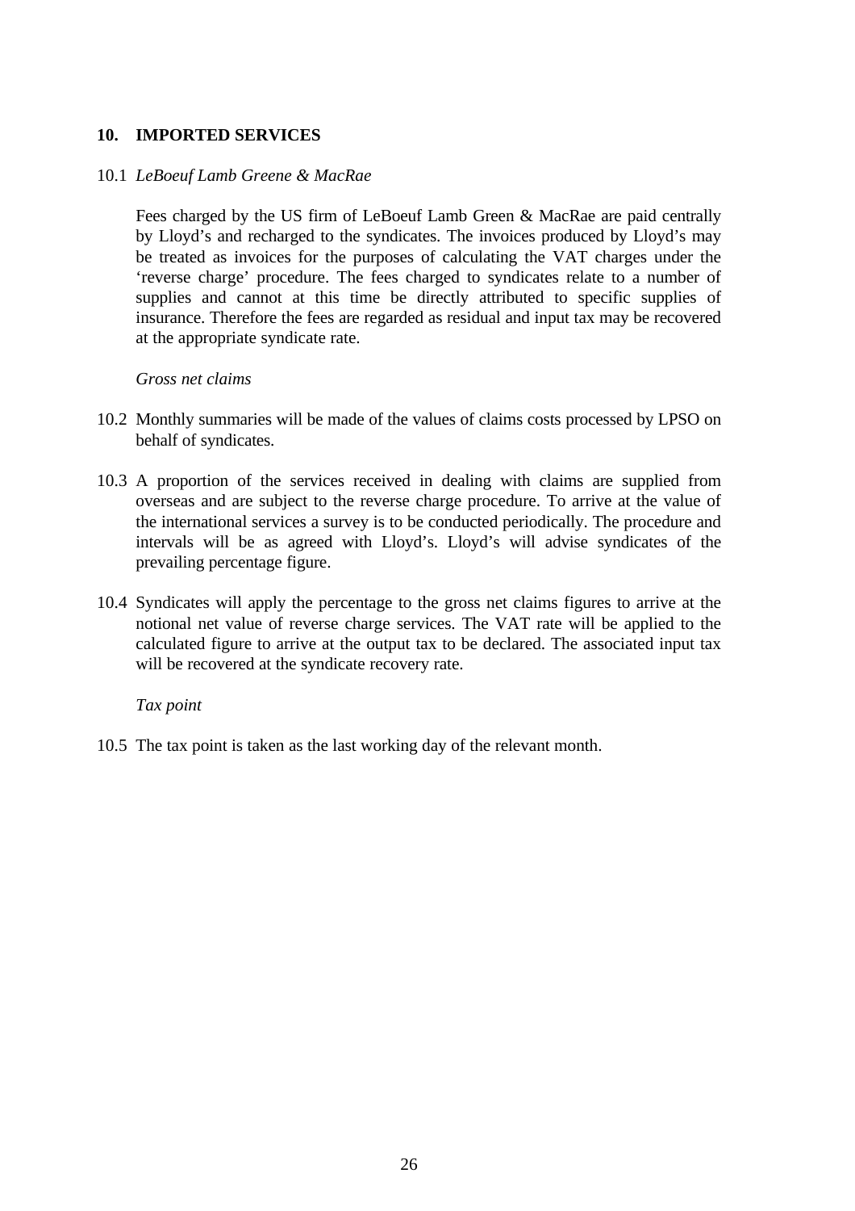## 10. IMPORTED SERVICES

10.1 *LeBoeuf Lamb Greene & MacRae*

Fees charged by the US firm of LeBoeuf Lamb Green & MacRae are paid centrally by Lloyd's and recharged to the syndicates. The invoices produced by Lloyd's may be treated as invoices for the purposes of calculating the VAT charges under the 'reverse charge' procedure. The fees charged to syndicates relate to a number of supplies and cannot at this time be directly attributed to specific supplies of insurance. Therefore the fees are regarded as residual and input tax may be recovered at the appropriate syndicate rate.

*Gross net claims*

10.2 Monthly summaries will be made of the values of claims costs processed by LPSO on behalf of syndicates.

10.3 A proportion of the services received in dealing with claims are supplied from overseas and are subject to the reverse charge procedure. To arrive at the value of the international services a survey is to be conducted periodically. The procedure and intervals will be as agreed with Lloyd's. Lloyd's will advise syndicates of the prevailing percentage figure.

10.4 Syndicates will apply the percentage to the gross net claims figures to arrive at the notional net value of reverse charge services. The VAT rate will be applied to the calculated figure to arrive at the output tax to be declared. The associated input tax will be recovered at the syndicate recovery rate.

*Tax point*

10.5 The tax point is taken as the last working day of the relevant month.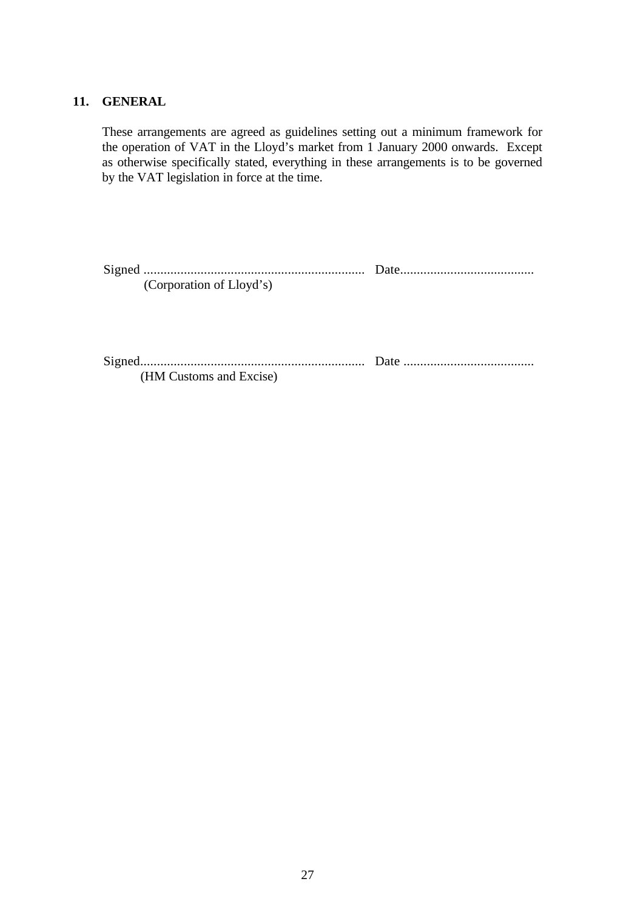## 11. GENERAL

These arrangements are agreed as guidelines setting out a minimum framework for the operation of VAT in the Lloyd's market from 1 January 2000 onwards. Except as otherwise specifically stated, everything in these arrangements is to be governed by the VAT legislation in force at the time.

Signed .................................................................. Date........................................
(Corporation of Lloyd's)

Signed.................................................................. Date .......................................
(HM Customs and Excise)